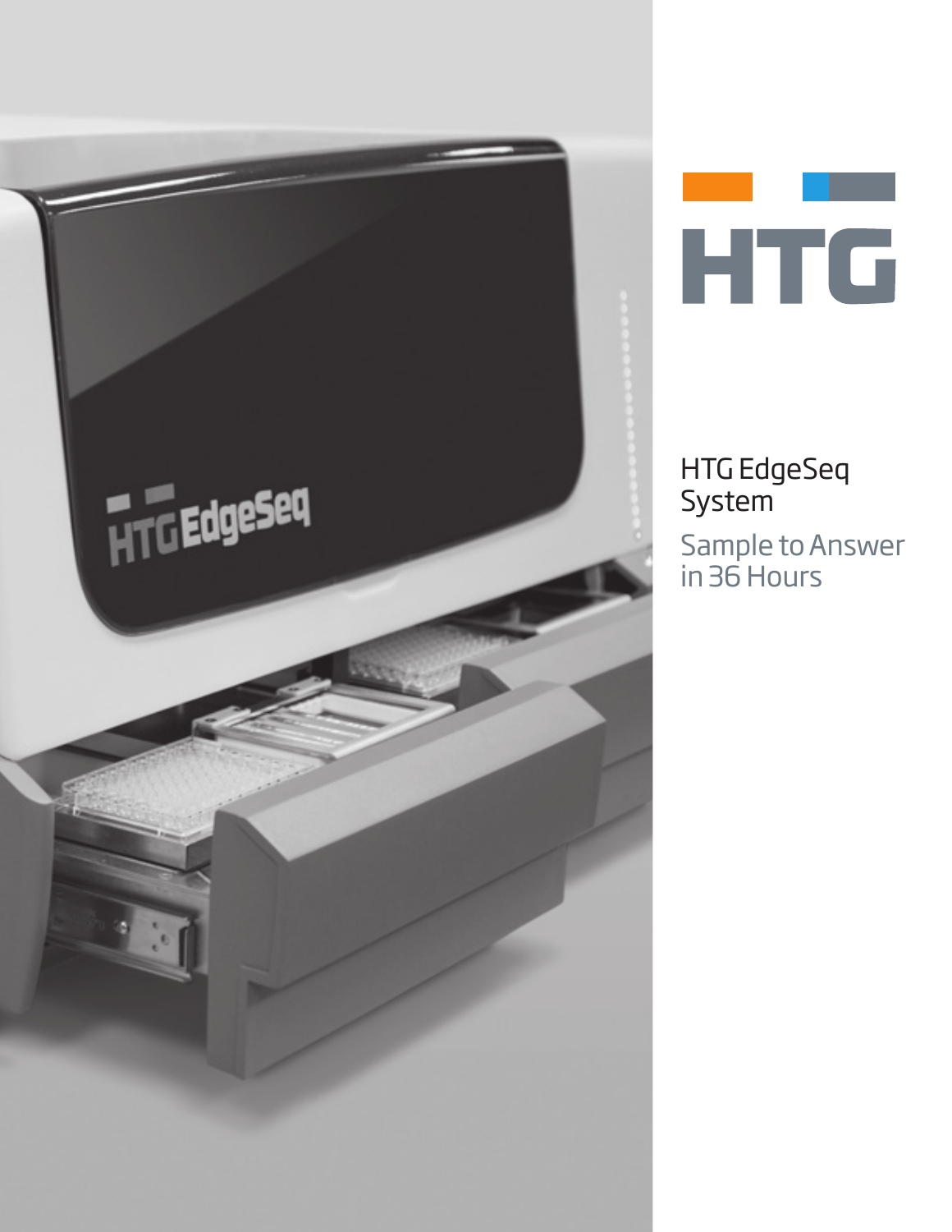HTG

# HTG EdgeSeq System

## Sample to Answer in 36 Hours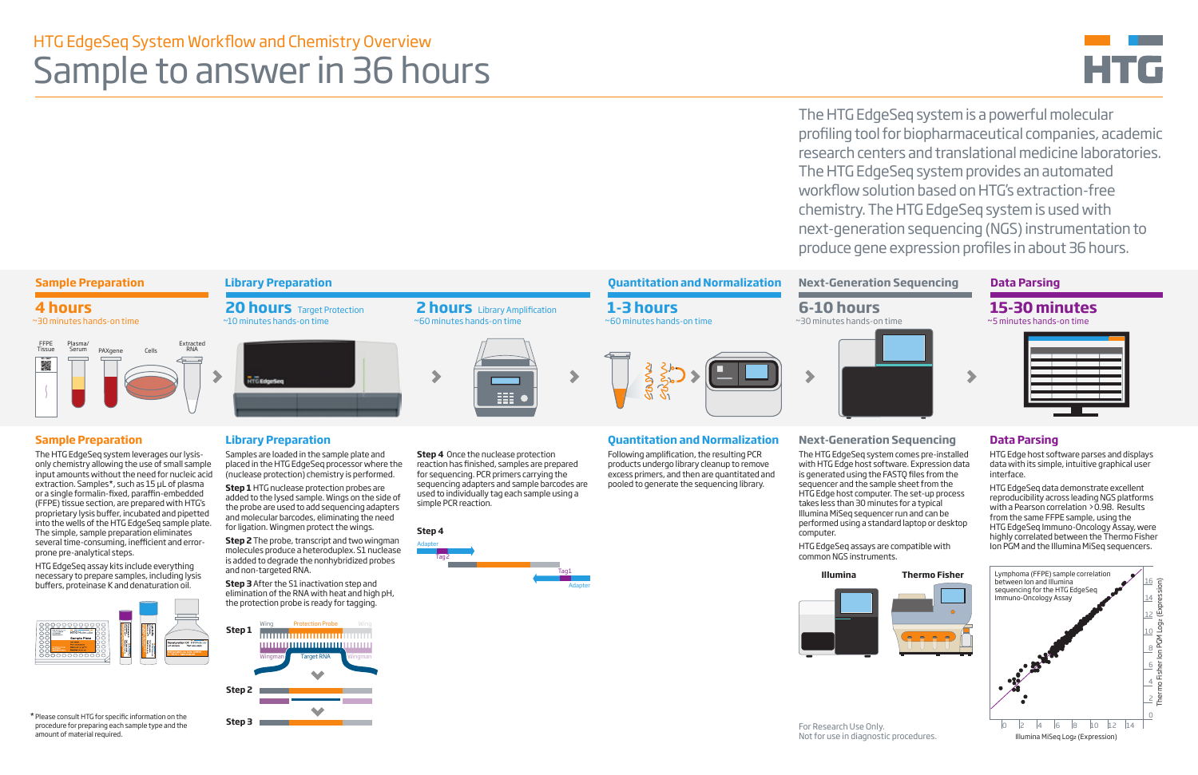HTG EdgeSeq System Workflow and Chemistry Overview

# Sample to answer in 36 hours

The HTG EdgeSeq system is a powerful molecular profiling tool for biopharmaceutical companies, academic research centers and translational medicine laboratories. The HTG EdgeSeq system provides an automated workflow solution based on HTG's extraction-free chemistry. The HTG EdgeSeq system is used with next-generation sequencing (NGS) instrumentation to produce gene expression profiles in about 36 hours.

| Sample Preparation | Library Preparation | | Quantitation and Normalization | Next-Generation Sequencing | Data Parsing |
|---|---|---|---|---|---|
| **4 hours** | **20 hours** Target Protection | **2 hours** Library Amplification | **1-3 hours** | **6-10 hours** | **15-30 minutes** |
| ~30 minutes hands-on time | ~10 minutes hands-on time | ~60 minutes hands-on time | ~60 minutes hands-on time | ~30 minutes hands-on time | ~5 minutes hands-on time |

FFPE Tissue, Plasma/Serum, PAXgene, Cells, Extracted RNA

## Sample Preparation

The HTG EdgeSeq system leverages our lysis-only chemistry allowing the use of small sample input amounts without the need for nucleic acid extraction. Samples*, such as 15 µL of plasma or a single formalin-fixed, paraffin-embedded (FFPE) tissue section, are prepared with HTG's proprietary lysis buffer, incubated and pipetted into the wells of the HTG EdgeSeq sample plate. The simple, sample preparation eliminates several time-consuming, inefficient and error-prone pre-analytical steps.

HTG EdgeSeq assay kits include everything necessary to prepare samples, including lysis buffers, proteinase K and denaturation oil.

*Please consult HTG for specific information on the procedure for preparing each sample type and the amount of material required.

## Library Preparation

Samples are loaded in the sample plate and placed in the HTG EdgeSeq processor where the (nuclease protection) chemistry is performed.

**Step 1** HTG nuclease protection probes are added to the lysed sample. Wings on the side of the probe are used to add sequencing adapters and molecular barcodes, eliminating the need for ligation. Wingmen protect the wings.

**Step 2** The probe, transcript and two wingman molecules produce a heteroduplex. S1 nuclease is added to degrade the nonhybridized probes and non-targeted RNA.

**Step 3** After the S1 inactivation step and elimination of the RNA with heat and high pH, the protection probe is ready for tagging.

**Step 4** Once the nuclease protection reaction has finished, samples are prepared for sequencing. PCR primers carrying the sequencing adapters and sample barcodes are used to individually tag each sample using a simple PCR reaction.

Step 1: Wing, Protection Probe, Wing; Wingman, Target RNA, Wingman
Step 2
Step 3
Step 4: Adapter, Tag2, Tag1, Adapter

## Quantitation and Normalization

Following amplification, the resulting PCR products undergo library cleanup to remove excess primers, and then are quantitated and pooled to generate the sequencing library.

## Next-Generation Sequencing

The HTG EdgeSeq system comes pre-installed with HTG Edge host software. Expression data is generated using the FASTQ files from the sequencer and the sample sheet from the HTG Edge host computer. The set-up process takes less than 30 minutes for a typical Illumina MiSeq sequencer run and can be performed using a standard laptop or desktop computer.

HTG EdgeSeq assays are compatible with common NGS instruments.

Illumina — Thermo Fisher

For Research Use Only.
Not for use in diagnostic procedures.

## Data Parsing

HTG Edge host software parses and displays data with its simple, intuitive graphical user interface.

HTG EdgeSeq data demonstrate excellent reproducibility across leading NGS platforms with a Pearson correlation >0.98. Results from the same FFPE sample, using the HTG EdgeSeq Immuno-Oncology Assay, were highly correlated between the Thermo Fisher Ion PGM and the Illumina MiSeq sequencers.

Lymphoma (FFPE) sample correlation between Ion and Illumina sequencing for the HTG EdgeSeq Immuno-Oncology Assay

Y-axis: Thermo Fisher Ion PGM $Log_2$ (Expression); X-axis: Illumina MiSeq $Log_2$ (Expression)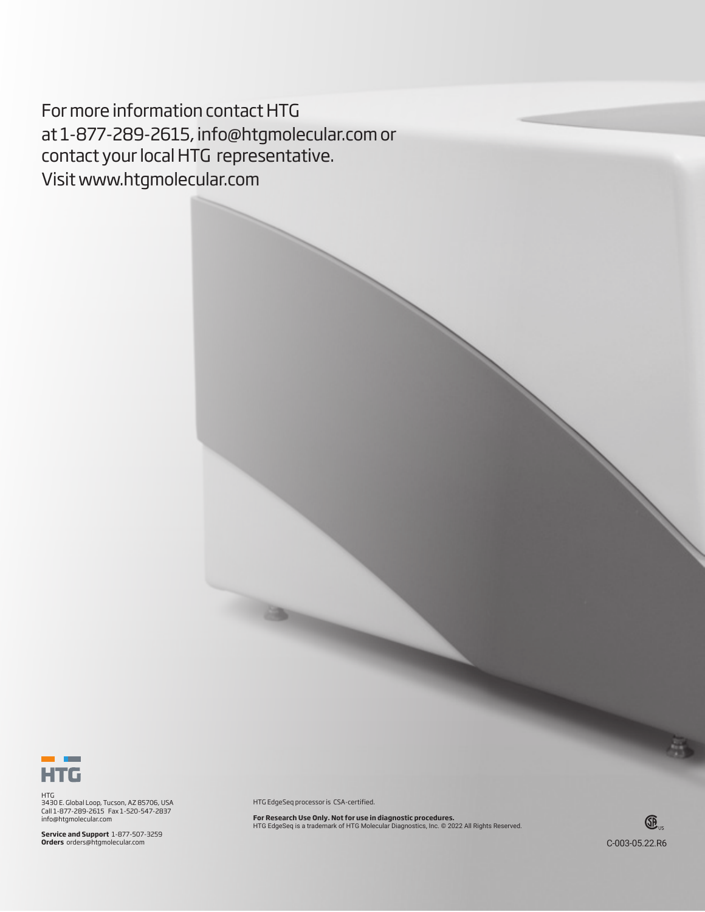For more information contact HTG at 1-877-289-2615, info@htgmolecular.com or contact your local HTG representative.
Visit www.htgmolecular.com

HTG

HTG
3430 E. Global Loop, Tucson, AZ 85706, USA
Call 1-877-289-2615 Fax 1-520-547-2837
info@htgmolecular.com

**Service and Support** 1-877-507-3259
**Orders** orders@htgmolecular.com

HTG EdgeSeq processor is CSA-certified.

**For Research Use Only. Not for use in diagnostic procedures.**
HTG EdgeSeq is a trademark of HTG Molecular Diagnostics, Inc. © 2022 All Rights Reserved.

C-003-05.22.R6